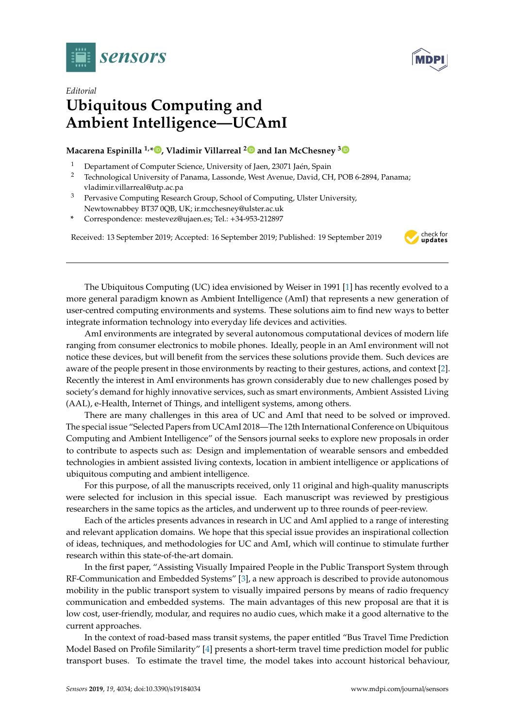*Editorial*

# Ubiquitous Computing and Ambient Intelligence—UCAmI

**Macarena Espinilla [1,*], Vladimir Villarreal [2] and Ian McChesney [3]**

1. Departament of Computer Science, University of Jaen, 23071 Jaén, Spain
2. Technological University of Panama, Lassonde, West Avenue, David, CH, POB 6-2894, Panama; vladimir.villarreal@utp.ac.pa
3. Pervasive Computing Research Group, School of Computing, Ulster University, Newtownabbey BT37 0QB, UK; ir.mcchesney@ulster.ac.uk

\* Correspondence: mestevez@ujaen.es; Tel.: +34-953-212897

Received: 13 September 2019; Accepted: 16 September 2019; Published: 19 September 2019

---

The Ubiquitous Computing (UC) idea envisioned by Weiser in 1991 [1] has recently evolved to a more general paradigm known as Ambient Intelligence (AmI) that represents a new generation of user-centred computing environments and systems. These solutions aim to find new ways to better integrate information technology into everyday life devices and activities.

AmI environments are integrated by several autonomous computational devices of modern life ranging from consumer electronics to mobile phones. Ideally, people in an AmI environment will not notice these devices, but will benefit from the services these solutions provide them. Such devices are aware of the people present in those environments by reacting to their gestures, actions, and context [2]. Recently the interest in AmI environments has grown considerably due to new challenges posed by society's demand for highly innovative services, such as smart environments, Ambient Assisted Living (AAL), e-Health, Internet of Things, and intelligent systems, among others.

There are many challenges in this area of UC and AmI that need to be solved or improved. The special issue "Selected Papers from UCAmI 2018—The 12th International Conference on Ubiquitous Computing and Ambient Intelligence" of the Sensors journal seeks to explore new proposals in order to contribute to aspects such as: Design and implementation of wearable sensors and embedded technologies in ambient assisted living contexts, location in ambient intelligence or applications of ubiquitous computing and ambient intelligence.

For this purpose, of all the manuscripts received, only 11 original and high-quality manuscripts were selected for inclusion in this special issue. Each manuscript was reviewed by prestigious researchers in the same topics as the articles, and underwent up to three rounds of peer-review.

Each of the articles presents advances in research in UC and AmI applied to a range of interesting and relevant application domains. We hope that this special issue provides an inspirational collection of ideas, techniques, and methodologies for UC and AmI, which will continue to stimulate further research within this state-of-the-art domain.

In the first paper, "Assisting Visually Impaired People in the Public Transport System through RF-Communication and Embedded Systems" [3], a new approach is described to provide autonomous mobility in the public transport system to visually impaired persons by means of radio frequency communication and embedded systems. The main advantages of this new proposal are that it is low cost, user-friendly, modular, and requires no audio cues, which make it a good alternative to the current approaches.

In the context of road-based mass transit systems, the paper entitled "Bus Travel Time Prediction Model Based on Profile Similarity" [4] presents a short-term travel time prediction model for public transport buses. To estimate the travel time, the model takes into account historical behaviour,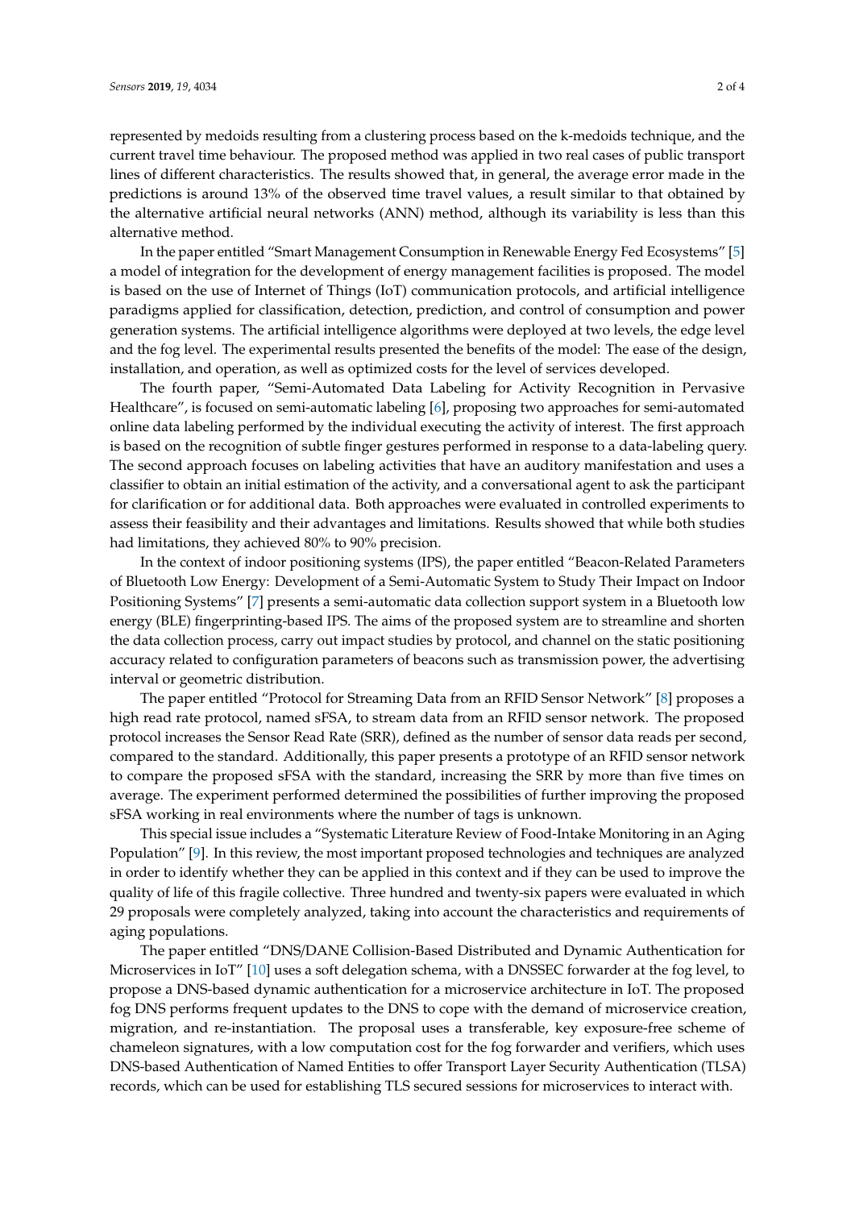represented by medoids resulting from a clustering process based on the k-medoids technique, and the current travel time behaviour. The proposed method was applied in two real cases of public transport lines of different characteristics. The results showed that, in general, the average error made in the predictions is around 13% of the observed time travel values, a result similar to that obtained by the alternative artificial neural networks (ANN) method, although its variability is less than this alternative method.

In the paper entitled "Smart Management Consumption in Renewable Energy Fed Ecosystems" [5] a model of integration for the development of energy management facilities is proposed. The model is based on the use of Internet of Things (IoT) communication protocols, and artificial intelligence paradigms applied for classification, detection, prediction, and control of consumption and power generation systems. The artificial intelligence algorithms were deployed at two levels, the edge level and the fog level. The experimental results presented the benefits of the model: The ease of the design, installation, and operation, as well as optimized costs for the level of services developed.

The fourth paper, "Semi-Automated Data Labeling for Activity Recognition in Pervasive Healthcare", is focused on semi-automatic labeling [6], proposing two approaches for semi-automated online data labeling performed by the individual executing the activity of interest. The first approach is based on the recognition of subtle finger gestures performed in response to a data-labeling query. The second approach focuses on labeling activities that have an auditory manifestation and uses a classifier to obtain an initial estimation of the activity, and a conversational agent to ask the participant for clarification or for additional data. Both approaches were evaluated in controlled experiments to assess their feasibility and their advantages and limitations. Results showed that while both studies had limitations, they achieved 80% to 90% precision.

In the context of indoor positioning systems (IPS), the paper entitled "Beacon-Related Parameters of Bluetooth Low Energy: Development of a Semi-Automatic System to Study Their Impact on Indoor Positioning Systems" [7] presents a semi-automatic data collection support system in a Bluetooth low energy (BLE) fingerprinting-based IPS. The aims of the proposed system are to streamline and shorten the data collection process, carry out impact studies by protocol, and channel on the static positioning accuracy related to configuration parameters of beacons such as transmission power, the advertising interval or geometric distribution.

The paper entitled "Protocol for Streaming Data from an RFID Sensor Network" [8] proposes a high read rate protocol, named sFSA, to stream data from an RFID sensor network. The proposed protocol increases the Sensor Read Rate (SRR), defined as the number of sensor data reads per second, compared to the standard. Additionally, this paper presents a prototype of an RFID sensor network to compare the proposed sFSA with the standard, increasing the SRR by more than five times on average. The experiment performed determined the possibilities of further improving the proposed sFSA working in real environments where the number of tags is unknown.

This special issue includes a "Systematic Literature Review of Food-Intake Monitoring in an Aging Population" [9]. In this review, the most important proposed technologies and techniques are analyzed in order to identify whether they can be applied in this context and if they can be used to improve the quality of life of this fragile collective. Three hundred and twenty-six papers were evaluated in which 29 proposals were completely analyzed, taking into account the characteristics and requirements of aging populations.

The paper entitled "DNS/DANE Collision-Based Distributed and Dynamic Authentication for Microservices in IoT" [10] uses a soft delegation schema, with a DNSSEC forwarder at the fog level, to propose a DNS-based dynamic authentication for a microservice architecture in IoT. The proposed fog DNS performs frequent updates to the DNS to cope with the demand of microservice creation, migration, and re-instantiation. The proposal uses a transferable, key exposure-free scheme of chameleon signatures, with a low computation cost for the fog forwarder and verifiers, which uses DNS-based Authentication of Named Entities to offer Transport Layer Security Authentication (TLSA) records, which can be used for establishing TLS secured sessions for microservices to interact with.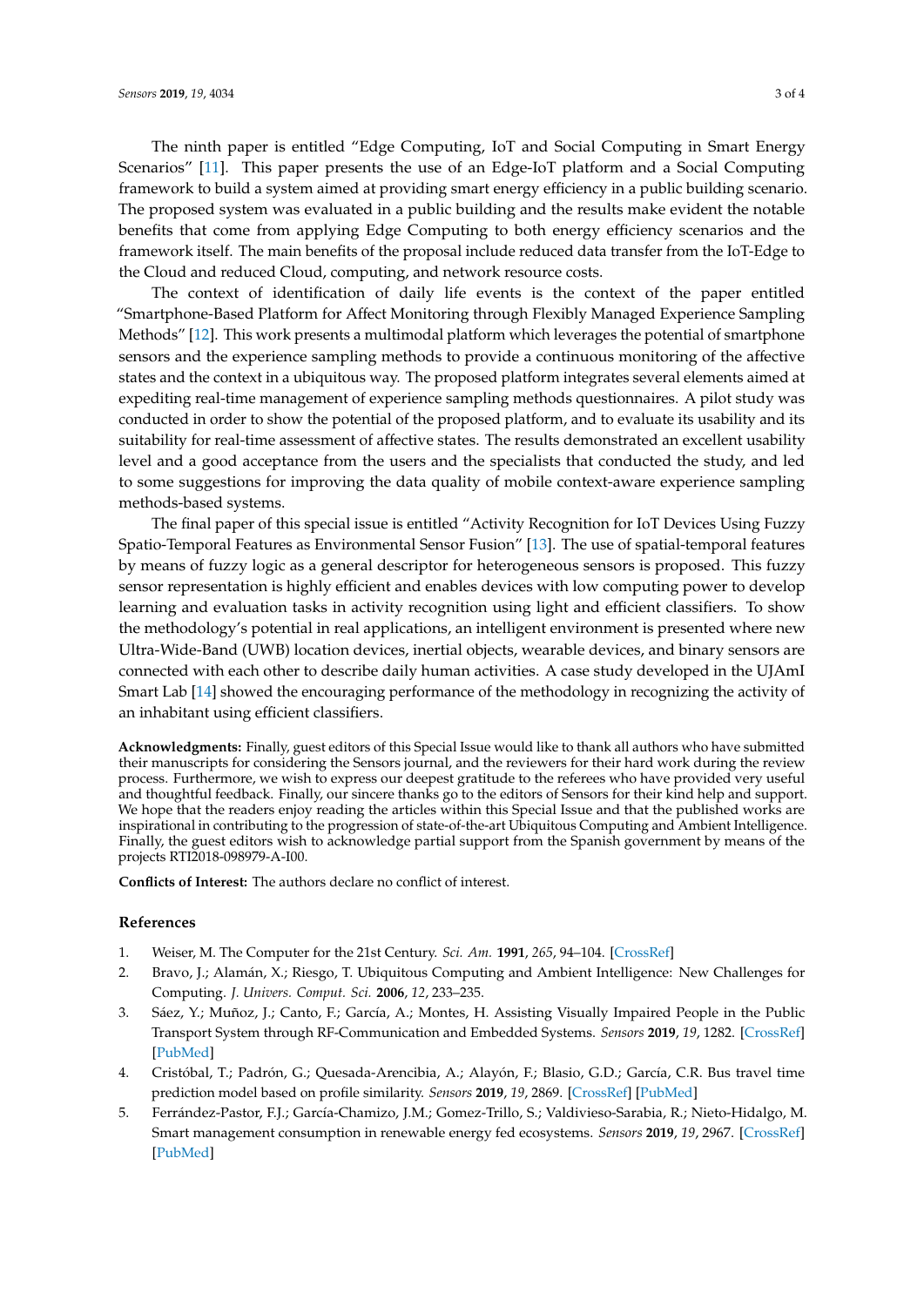The ninth paper is entitled "Edge Computing, IoT and Social Computing in Smart Energy Scenarios" [11]. This paper presents the use of an Edge-IoT platform and a Social Computing framework to build a system aimed at providing smart energy efficiency in a public building scenario. The proposed system was evaluated in a public building and the results make evident the notable benefits that come from applying Edge Computing to both energy efficiency scenarios and the framework itself. The main benefits of the proposal include reduced data transfer from the IoT-Edge to the Cloud and reduced Cloud, computing, and network resource costs.

The context of identification of daily life events is the context of the paper entitled "Smartphone-Based Platform for Affect Monitoring through Flexibly Managed Experience Sampling Methods" [12]. This work presents a multimodal platform which leverages the potential of smartphone sensors and the experience sampling methods to provide a continuous monitoring of the affective states and the context in a ubiquitous way. The proposed platform integrates several elements aimed at expediting real-time management of experience sampling methods questionnaires. A pilot study was conducted in order to show the potential of the proposed platform, and to evaluate its usability and its suitability for real-time assessment of affective states. The results demonstrated an excellent usability level and a good acceptance from the users and the specialists that conducted the study, and led to some suggestions for improving the data quality of mobile context-aware experience sampling methods-based systems.

The final paper of this special issue is entitled "Activity Recognition for IoT Devices Using Fuzzy Spatio-Temporal Features as Environmental Sensor Fusion" [13]. The use of spatial-temporal features by means of fuzzy logic as a general descriptor for heterogeneous sensors is proposed. This fuzzy sensor representation is highly efficient and enables devices with low computing power to develop learning and evaluation tasks in activity recognition using light and efficient classifiers. To show the methodology's potential in real applications, an intelligent environment is presented where new Ultra-Wide-Band (UWB) location devices, inertial objects, wearable devices, and binary sensors are connected with each other to describe daily human activities. A case study developed in the UJAmI Smart Lab [14] showed the encouraging performance of the methodology in recognizing the activity of an inhabitant using efficient classifiers.

**Acknowledgments:** Finally, guest editors of this Special Issue would like to thank all authors who have submitted their manuscripts for considering the Sensors journal, and the reviewers for their hard work during the review process. Furthermore, we wish to express our deepest gratitude to the referees who have provided very useful and thoughtful feedback. Finally, our sincere thanks go to the editors of Sensors for their kind help and support. We hope that the readers enjoy reading the articles within this Special Issue and that the published works are inspirational in contributing to the progression of state-of-the-art Ubiquitous Computing and Ambient Intelligence. Finally, the guest editors wish to acknowledge partial support from the Spanish government by means of the projects RTI2018-098979-A-I00.

**Conflicts of Interest:** The authors declare no conflict of interest.

## References

1. Weiser, M. The Computer for the 21st Century. *Sci. Am.* **1991**, *265*, 94–104. [CrossRef]
2. Bravo, J.; Alamán, X.; Riesgo, T. Ubiquitous Computing and Ambient Intelligence: New Challenges for Computing. *J. Univers. Comput. Sci.* **2006**, *12*, 233–235.
3. Sáez, Y.; Muñoz, J.; Canto, F.; García, A.; Montes, H. Assisting Visually Impaired People in the Public Transport System through RF-Communication and Embedded Systems. *Sensors* **2019**, *19*, 1282. [CrossRef] [PubMed]
4. Cristóbal, T.; Padrón, G.; Quesada-Arencibia, A.; Alayón, F.; Blasio, G.D.; García, C.R. Bus travel time prediction model based on profile similarity. *Sensors* **2019**, *19*, 2869. [CrossRef] [PubMed]
5. Ferrández-Pastor, F.J.; García-Chamizo, J.M.; Gomez-Trillo, S.; Valdivieso-Sarabia, R.; Nieto-Hidalgo, M. Smart management consumption in renewable energy fed ecosystems. *Sensors* **2019**, *19*, 2967. [CrossRef] [PubMed]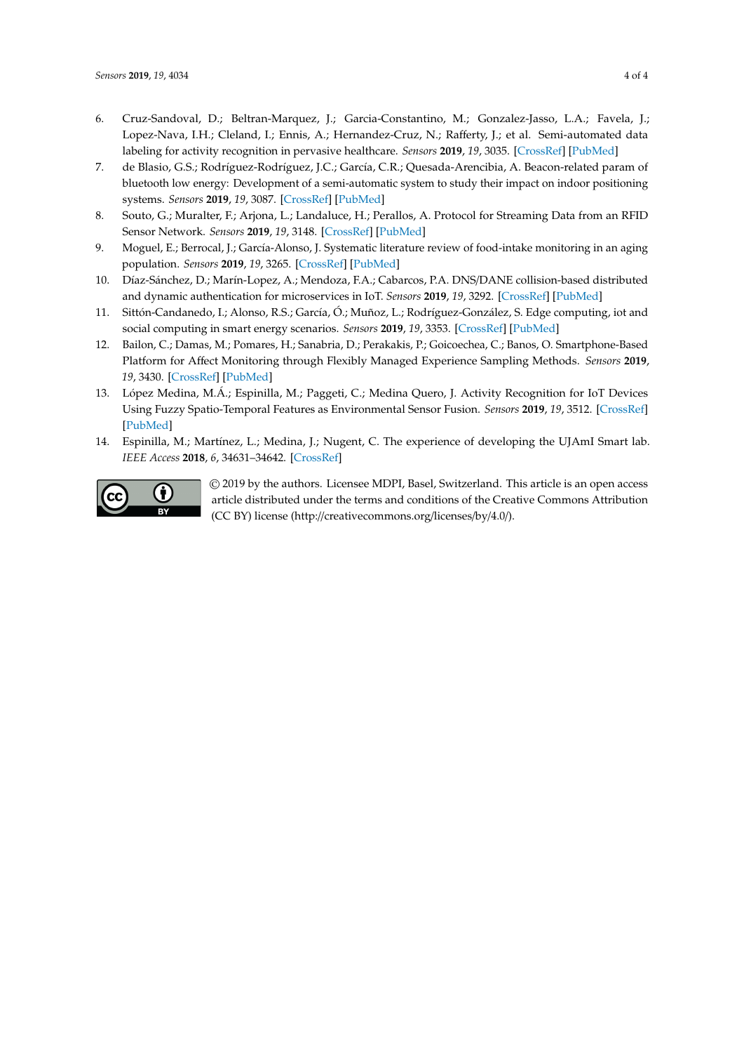6. Cruz-Sandoval, D.; Beltran-Marquez, J.; Garcia-Constantino, M.; Gonzalez-Jasso, L.A.; Favela, J.; Lopez-Nava, I.H.; Cleland, I.; Ennis, A.; Hernandez-Cruz, N.; Rafferty, J.; et al. Semi-automated data labeling for activity recognition in pervasive healthcare. *Sensors* **2019**, *19*, 3035. [CrossRef] [PubMed]
7. de Blasio, G.S.; Rodríguez-Rodríguez, J.C.; García, C.R.; Quesada-Arencibia, A. Beacon-related param of bluetooth low energy: Development of a semi-automatic system to study their impact on indoor positioning systems. *Sensors* **2019**, *19*, 3087. [CrossRef] [PubMed]
8. Souto, G.; Muralter, F.; Arjona, L.; Landaluce, H.; Perallos, A. Protocol for Streaming Data from an RFID Sensor Network. *Sensors* **2019**, *19*, 3148. [CrossRef] [PubMed]
9. Moguel, E.; Berrocal, J.; García-Alonso, J. Systematic literature review of food-intake monitoring in an aging population. *Sensors* **2019**, *19*, 3265. [CrossRef] [PubMed]
10. Díaz-Sánchez, D.; Marín-Lopez, A.; Mendoza, F.A.; Cabarcos, P.A. DNS/DANE collision-based distributed and dynamic authentication for microservices in IoT. *Sensors* **2019**, *19*, 3292. [CrossRef] [PubMed]
11. Sittón-Candanedo, I.; Alonso, R.S.; García, Ó.; Muñoz, L.; Rodríguez-González, S. Edge computing, iot and social computing in smart energy scenarios. *Sensors* **2019**, *19*, 3353. [CrossRef] [PubMed]
12. Bailon, C.; Damas, M.; Pomares, H.; Sanabria, D.; Perakakis, P.; Goicoechea, C.; Banos, O. Smartphone-Based Platform for Affect Monitoring through Flexibly Managed Experience Sampling Methods. *Sensors* **2019**, *19*, 3430. [CrossRef] [PubMed]
13. López Medina, M.Á.; Espinilla, M.; Paggeti, C.; Medina Quero, J. Activity Recognition for IoT Devices Using Fuzzy Spatio-Temporal Features as Environmental Sensor Fusion. *Sensors* **2019**, *19*, 3512. [CrossRef] [PubMed]
14. Espinilla, M.; Martínez, L.; Medina, J.; Nugent, C. The experience of developing the UJAmI Smart lab. *IEEE Access* **2018**, *6*, 34631–34642. [CrossRef]

© 2019 by the authors. Licensee MDPI, Basel, Switzerland. This article is an open access article distributed under the terms and conditions of the Creative Commons Attribution (CC BY) license (http://creativecommons.org/licenses/by/4.0/).